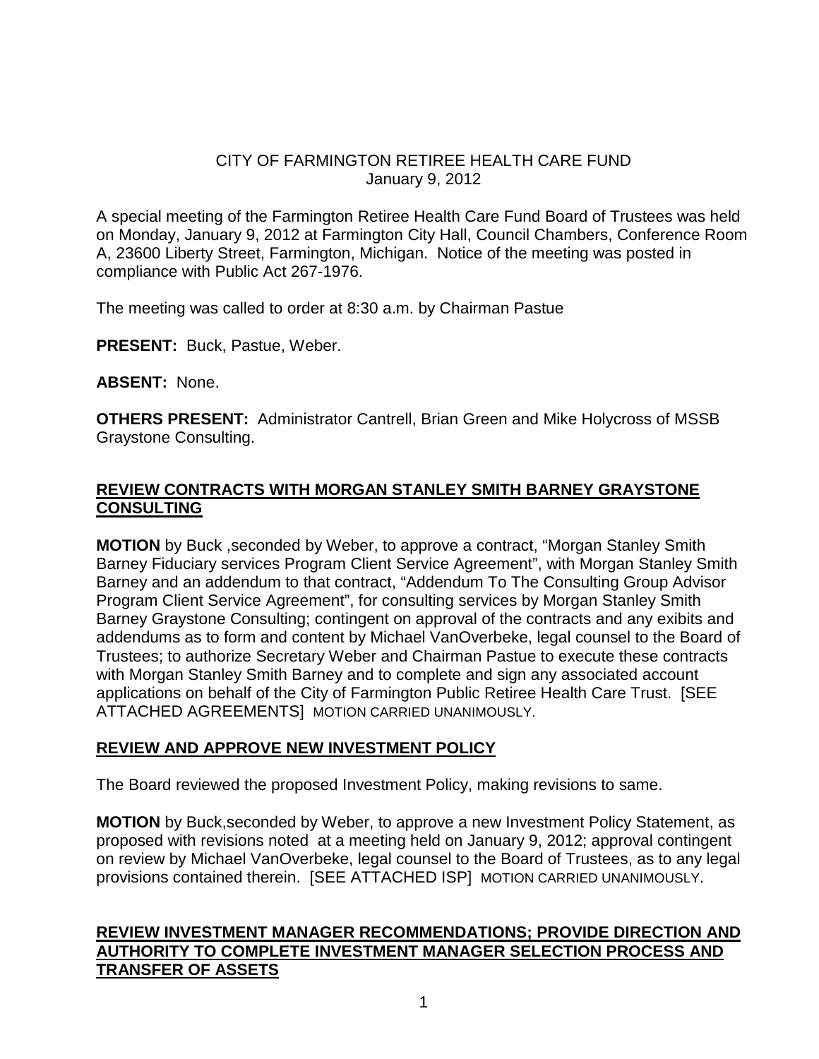CITY OF FARMINGTON RETIREE HEALTH CARE FUND
January 9, 2012

A special meeting of the Farmington Retiree Health Care Fund Board of Trustees was held on Monday, January 9, 2012 at Farmington City Hall, Council Chambers, Conference Room A, 23600 Liberty Street, Farmington, Michigan. Notice of the meeting was posted in compliance with Public Act 267-1976.

The meeting was called to order at 8:30 a.m. by Chairman Pastue

**PRESENT:** Buck, Pastue, Weber.

**ABSENT:** None.

**OTHERS PRESENT:** Administrator Cantrell, Brian Green and Mike Holycross of MSSB Graystone Consulting.

## REVIEW CONTRACTS WITH MORGAN STANLEY SMITH BARNEY GRAYSTONE CONSULTING

**MOTION** by Buck ,seconded by Weber, to approve a contract, "Morgan Stanley Smith Barney Fiduciary services Program Client Service Agreement", with Morgan Stanley Smith Barney and an addendum to that contract, "Addendum To The Consulting Group Advisor Program Client Service Agreement", for consulting services by Morgan Stanley Smith Barney Graystone Consulting; contingent on approval of the contracts and any exibits and addendums as to form and content by Michael VanOverbeke, legal counsel to the Board of Trustees; to authorize Secretary Weber and Chairman Pastue to execute these contracts with Morgan Stanley Smith Barney and to complete and sign any associated account applications on behalf of the City of Farmington Public Retiree Health Care Trust. [SEE ATTACHED AGREEMENTS] MOTION CARRIED UNANIMOUSLY.

## REVIEW AND APPROVE NEW INVESTMENT POLICY

The Board reviewed the proposed Investment Policy, making revisions to same.

**MOTION** by Buck,seconded by Weber, to approve a new Investment Policy Statement, as proposed with revisions noted at a meeting held on January 9, 2012; approval contingent on review by Michael VanOverbeke, legal counsel to the Board of Trustees, as to any legal provisions contained therein. [SEE ATTACHED ISP] MOTION CARRIED UNANIMOUSLY.

## REVIEW INVESTMENT MANAGER RECOMMENDATIONS; PROVIDE DIRECTION AND AUTHORITY TO COMPLETE INVESTMENT MANAGER SELECTION PROCESS AND TRANSFER OF ASSETS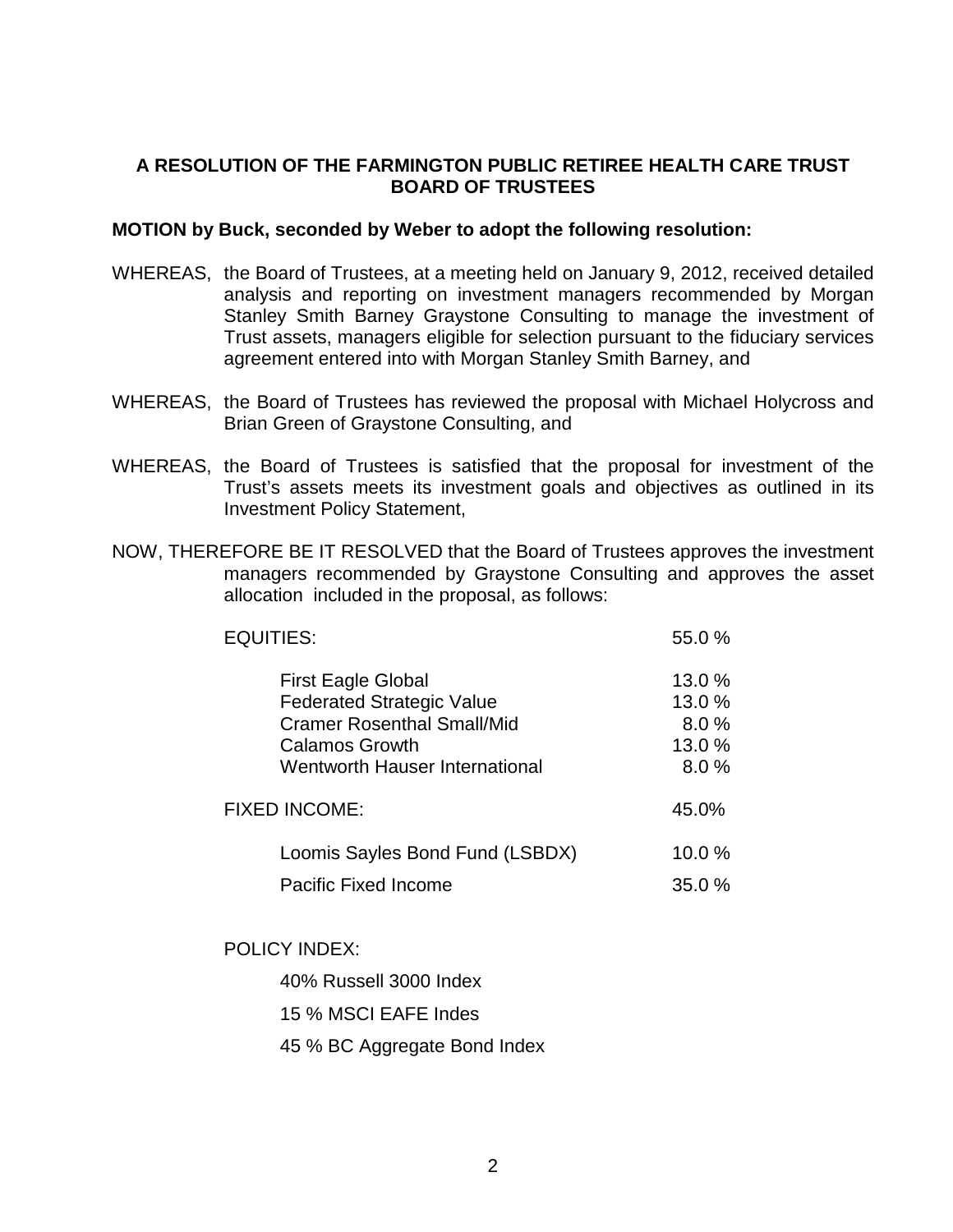**A RESOLUTION OF THE FARMINGTON PUBLIC RETIREE HEALTH CARE TRUST BOARD OF TRUSTEES**

**MOTION by Buck, seconded by Weber to adopt the following resolution:**

WHEREAS, the Board of Trustees, at a meeting held on January 9, 2012, received detailed analysis and reporting on investment managers recommended by Morgan Stanley Smith Barney Graystone Consulting to manage the investment of Trust assets, managers eligible for selection pursuant to the fiduciary services agreement entered into with Morgan Stanley Smith Barney, and

WHEREAS, the Board of Trustees has reviewed the proposal with Michael Holycross and Brian Green of Graystone Consulting, and

WHEREAS, the Board of Trustees is satisfied that the proposal for investment of the Trust's assets meets its investment goals and objectives as outlined in its Investment Policy Statement,

NOW, THEREFORE BE IT RESOLVED that the Board of Trustees approves the investment managers recommended by Graystone Consulting and approves the asset allocation included in the proposal, as follows:

| | |
|---|---|
| EQUITIES: | 55.0 % |
| First Eagle Global | 13.0 % |
| Federated Strategic Value | 13.0 % |
| Cramer Rosenthal Small/Mid | 8.0 % |
| Calamos Growth | 13.0 % |
| Wentworth Hauser International | 8.0 % |
| FIXED INCOME: | 45.0% |
| Loomis Sayles Bond Fund (LSBDX) | 10.0 % |
| Pacific Fixed Income | 35.0 % |

POLICY INDEX:

40% Russell 3000 Index

15 % MSCI EAFE Indes

45 % BC Aggregate Bond Index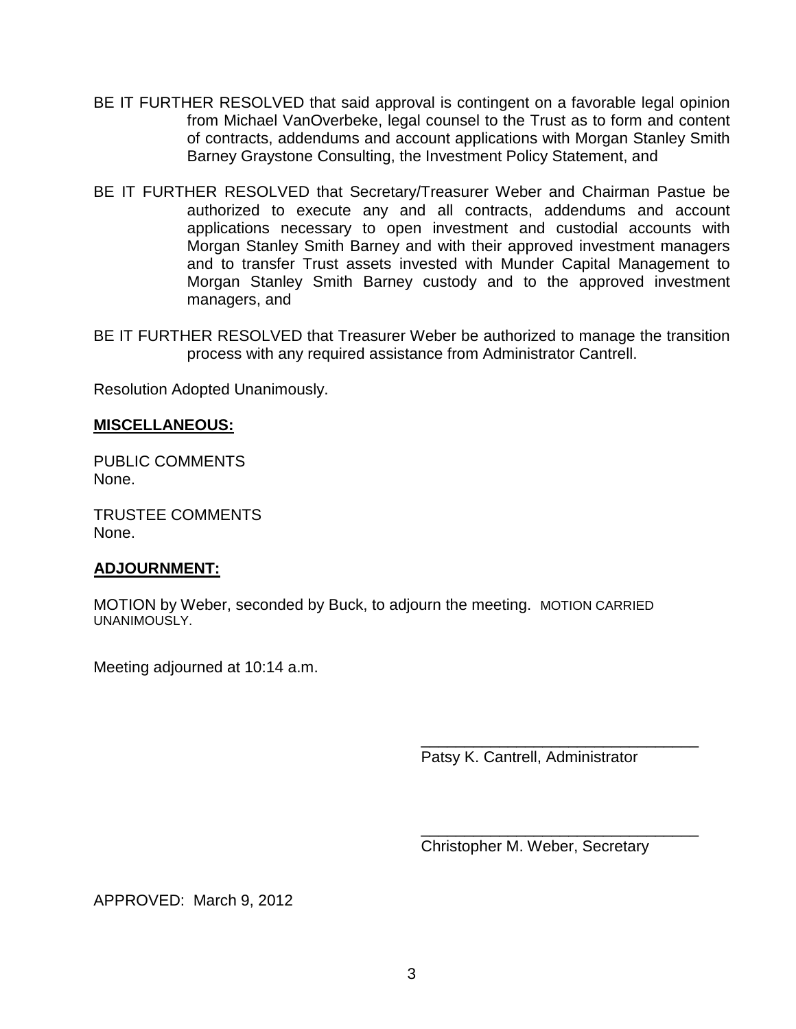BE IT FURTHER RESOLVED that said approval is contingent on a favorable legal opinion from Michael VanOverbeke, legal counsel to the Trust as to form and content of contracts, addendums and account applications with Morgan Stanley Smith Barney Graystone Consulting, the Investment Policy Statement, and

BE IT FURTHER RESOLVED that Secretary/Treasurer Weber and Chairman Pastue be authorized to execute any and all contracts, addendums and account applications necessary to open investment and custodial accounts with Morgan Stanley Smith Barney and with their approved investment managers and to transfer Trust assets invested with Munder Capital Management to Morgan Stanley Smith Barney custody and to the approved investment managers, and

BE IT FURTHER RESOLVED that Treasurer Weber be authorized to manage the transition process with any required assistance from Administrator Cantrell.

Resolution Adopted Unanimously.

**MISCELLANEOUS:**

PUBLIC COMMENTS
None.

TRUSTEE COMMENTS
None.

**ADJOURNMENT:**

MOTION by Weber, seconded by Buck, to adjourn the meeting. MOTION CARRIED UNANIMOUSLY.

Meeting adjourned at 10:14 a.m.

\_\_\_\_\_\_\_\_\_\_\_\_\_\_\_\_\_\_\_\_\_\_\_\_\_\_\_\_\_\_\_\_\_
Patsy K. Cantrell, Administrator

\_\_\_\_\_\_\_\_\_\_\_\_\_\_\_\_\_\_\_\_\_\_\_\_\_\_\_\_\_\_\_\_\_
Christopher M. Weber, Secretary

APPROVED: March 9, 2012